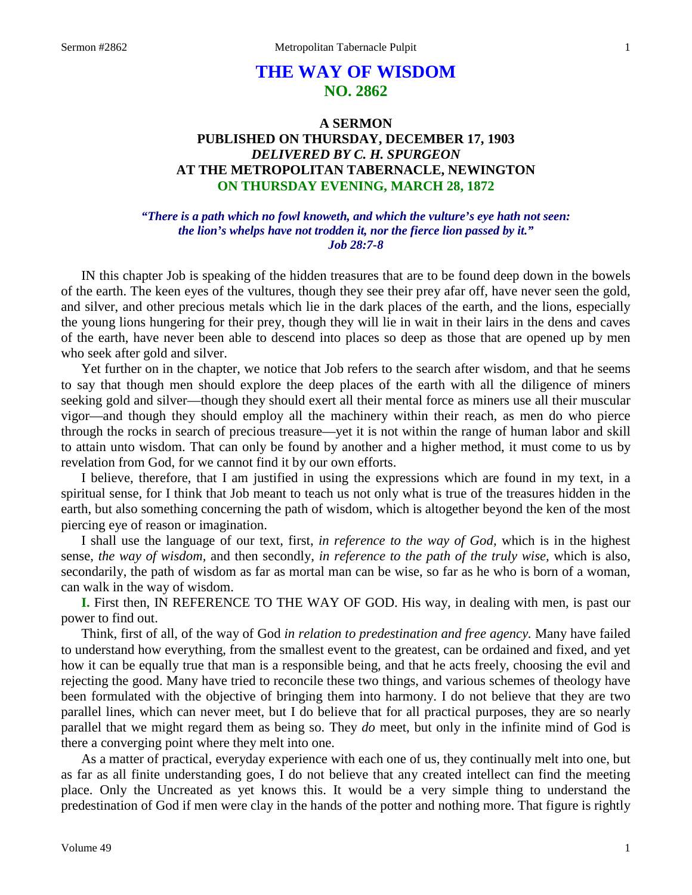# THE WAY OF WISDOM
## NO. 2862

### A SERMON
### PUBLISHED ON THURSDAY, DECEMBER 17, 1903
### *DELIVERED BY C. H. SPURGEON*
### AT THE METROPOLITAN TABERNACLE, NEWINGTON
### ON THURSDAY EVENING, MARCH 28, 1872

***"There is a path which no fowl knoweth, and which the vulture's eye hath not seen: the lion's whelps have not trodden it, nor the fierce lion passed by it." Job 28:7-8***

IN this chapter Job is speaking of the hidden treasures that are to be found deep down in the bowels of the earth. The keen eyes of the vultures, though they see their prey afar off, have never seen the gold, and silver, and other precious metals which lie in the dark places of the earth, and the lions, especially the young lions hungering for their prey, though they will lie in wait in their lairs in the dens and caves of the earth, have never been able to descend into places so deep as those that are opened up by men who seek after gold and silver.

Yet further on in the chapter, we notice that Job refers to the search after wisdom, and that he seems to say that though men should explore the deep places of the earth with all the diligence of miners seeking gold and silver—though they should exert all their mental force as miners use all their muscular vigor—and though they should employ all the machinery within their reach, as men do who pierce through the rocks in search of precious treasure—yet it is not within the range of human labor and skill to attain unto wisdom. That can only be found by another and a higher method, it must come to us by revelation from God, for we cannot find it by our own efforts.

I believe, therefore, that I am justified in using the expressions which are found in my text, in a spiritual sense, for I think that Job meant to teach us not only what is true of the treasures hidden in the earth, but also something concerning the path of wisdom, which is altogether beyond the ken of the most piercing eye of reason or imagination.

I shall use the language of our text, first, *in reference to the way of God,* which is in the highest sense, *the way of wisdom,* and then secondly, *in reference to the path of the truly wise,* which is also, secondarily, the path of wisdom as far as mortal man can be wise, so far as he who is born of a woman, can walk in the way of wisdom.

**I.** First then, IN REFERENCE TO THE WAY OF GOD. His way, in dealing with men, is past our power to find out.

Think, first of all, of the way of God *in relation to predestination and free agency.* Many have failed to understand how everything, from the smallest event to the greatest, can be ordained and fixed, and yet how it can be equally true that man is a responsible being, and that he acts freely, choosing the evil and rejecting the good. Many have tried to reconcile these two things, and various schemes of theology have been formulated with the objective of bringing them into harmony. I do not believe that they are two parallel lines, which can never meet, but I do believe that for all practical purposes, they are so nearly parallel that we might regard them as being so. They *do* meet, but only in the infinite mind of God is there a converging point where they melt into one.

As a matter of practical, everyday experience with each one of us, they continually melt into one, but as far as all finite understanding goes, I do not believe that any created intellect can find the meeting place. Only the Uncreated as yet knows this. It would be a very simple thing to understand the predestination of God if men were clay in the hands of the potter and nothing more. That figure is rightly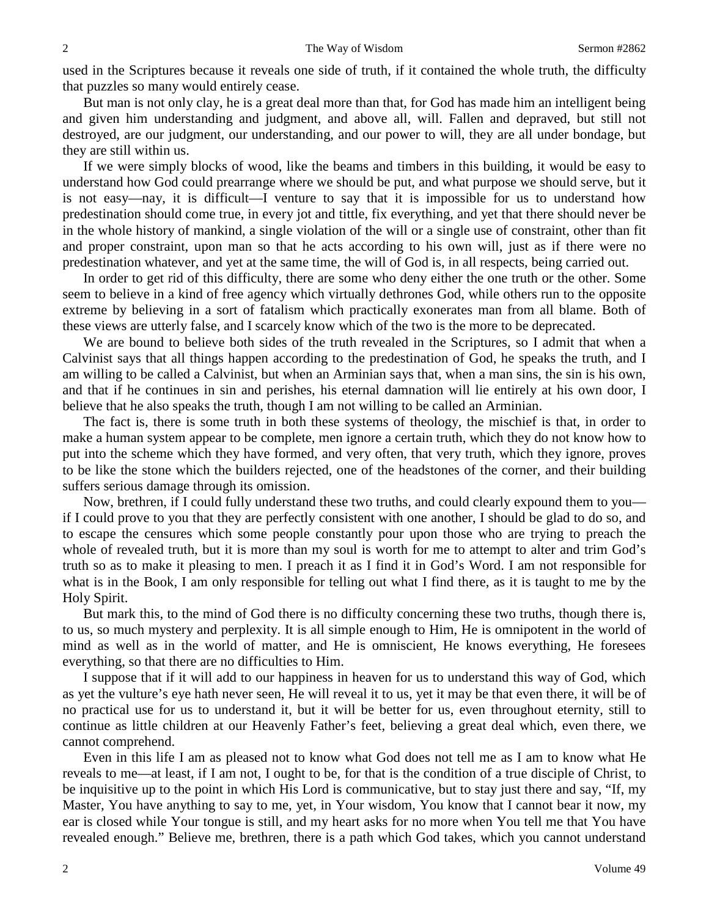used in the Scriptures because it reveals one side of truth, if it contained the whole truth, the difficulty that puzzles so many would entirely cease.

But man is not only clay, he is a great deal more than that, for God has made him an intelligent being and given him understanding and judgment, and above all, will. Fallen and depraved, but still not destroyed, are our judgment, our understanding, and our power to will, they are all under bondage, but they are still within us.

If we were simply blocks of wood, like the beams and timbers in this building, it would be easy to understand how God could prearrange where we should be put, and what purpose we should serve, but it is not easy—nay, it is difficult—I venture to say that it is impossible for us to understand how predestination should come true, in every jot and tittle, fix everything, and yet that there should never be in the whole history of mankind, a single violation of the will or a single use of constraint, other than fit and proper constraint, upon man so that he acts according to his own will, just as if there were no predestination whatever, and yet at the same time, the will of God is, in all respects, being carried out.

In order to get rid of this difficulty, there are some who deny either the one truth or the other. Some seem to believe in a kind of free agency which virtually dethrones God, while others run to the opposite extreme by believing in a sort of fatalism which practically exonerates man from all blame. Both of these views are utterly false, and I scarcely know which of the two is the more to be deprecated.

We are bound to believe both sides of the truth revealed in the Scriptures, so I admit that when a Calvinist says that all things happen according to the predestination of God, he speaks the truth, and I am willing to be called a Calvinist, but when an Arminian says that, when a man sins, the sin is his own, and that if he continues in sin and perishes, his eternal damnation will lie entirely at his own door, I believe that he also speaks the truth, though I am not willing to be called an Arminian.

The fact is, there is some truth in both these systems of theology, the mischief is that, in order to make a human system appear to be complete, men ignore a certain truth, which they do not know how to put into the scheme which they have formed, and very often, that very truth, which they ignore, proves to be like the stone which the builders rejected, one of the headstones of the corner, and their building suffers serious damage through its omission.

Now, brethren, if I could fully understand these two truths, and could clearly expound them to you—if I could prove to you that they are perfectly consistent with one another, I should be glad to do so, and to escape the censures which some people constantly pour upon those who are trying to preach the whole of revealed truth, but it is more than my soul is worth for me to attempt to alter and trim God's truth so as to make it pleasing to men. I preach it as I find it in God's Word. I am not responsible for what is in the Book, I am only responsible for telling out what I find there, as it is taught to me by the Holy Spirit.

But mark this, to the mind of God there is no difficulty concerning these two truths, though there is, to us, so much mystery and perplexity. It is all simple enough to Him, He is omnipotent in the world of mind as well as in the world of matter, and He is omniscient, He knows everything, He foresees everything, so that there are no difficulties to Him.

I suppose that if it will add to our happiness in heaven for us to understand this way of God, which as yet the vulture's eye hath never seen, He will reveal it to us, yet it may be that even there, it will be of no practical use for us to understand it, but it will be better for us, even throughout eternity, still to continue as little children at our Heavenly Father's feet, believing a great deal which, even there, we cannot comprehend.

Even in this life I am as pleased not to know what God does not tell me as I am to know what He reveals to me—at least, if I am not, I ought to be, for that is the condition of a true disciple of Christ, to be inquisitive up to the point in which His Lord is communicative, but to stay just there and say, "If, my Master, You have anything to say to me, yet, in Your wisdom, You know that I cannot bear it now, my ear is closed while Your tongue is still, and my heart asks for no more when You tell me that You have revealed enough." Believe me, brethren, there is a path which God takes, which you cannot understand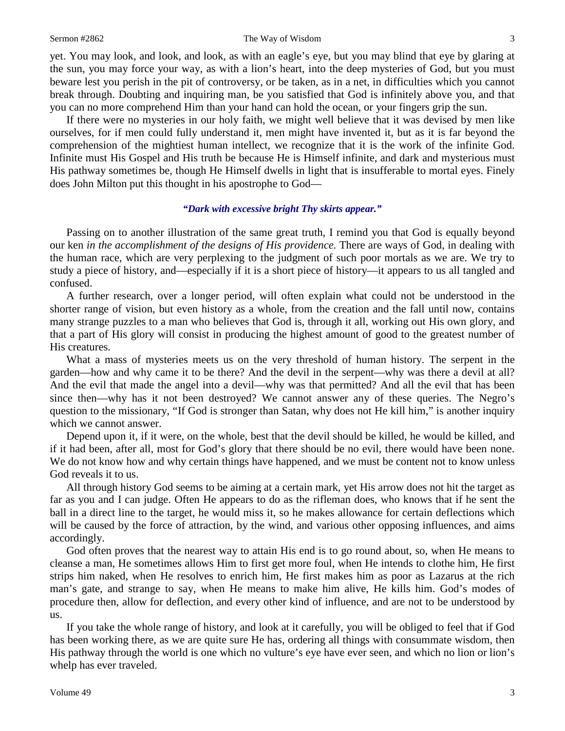yet. You may look, and look, and look, as with an eagle's eye, but you may blind that eye by glaring at the sun, you may force your way, as with a lion's heart, into the deep mysteries of God, but you must beware lest you perish in the pit of controversy, or be taken, as in a net, in difficulties which you cannot break through. Doubting and inquiring man, be you satisfied that God is infinitely above you, and that you can no more comprehend Him than your hand can hold the ocean, or your fingers grip the sun.

If there were no mysteries in our holy faith, we might well believe that it was devised by men like ourselves, for if men could fully understand it, men might have invented it, but as it is far beyond the comprehension of the mightiest human intellect, we recognize that it is the work of the infinite God. Infinite must His Gospel and His truth be because He is Himself infinite, and dark and mysterious must His pathway sometimes be, though He Himself dwells in light that is insufferable to mortal eyes. Finely does John Milton put this thought in his apostrophe to God—

> ***"Dark with excessive bright Thy skirts appear."***

Passing on to another illustration of the same great truth, I remind you that God is equally beyond our ken *in the accomplishment of the designs of His providence.* There are ways of God, in dealing with the human race, which are very perplexing to the judgment of such poor mortals as we are. We try to study a piece of history, and—especially if it is a short piece of history—it appears to us all tangled and confused.

A further research, over a longer period, will often explain what could not be understood in the shorter range of vision, but even history as a whole, from the creation and the fall until now, contains many strange puzzles to a man who believes that God is, through it all, working out His own glory, and that a part of His glory will consist in producing the highest amount of good to the greatest number of His creatures.

What a mass of mysteries meets us on the very threshold of human history. The serpent in the garden—how and why came it to be there? And the devil in the serpent—why was there a devil at all? And the evil that made the angel into a devil—why was that permitted? And all the evil that has been since then—why has it not been destroyed? We cannot answer any of these queries. The Negro's question to the missionary, "If God is stronger than Satan, why does not He kill him," is another inquiry which we cannot answer.

Depend upon it, if it were, on the whole, best that the devil should be killed, he would be killed, and if it had been, after all, most for God's glory that there should be no evil, there would have been none. We do not know how and why certain things have happened, and we must be content not to know unless God reveals it to us.

All through history God seems to be aiming at a certain mark, yet His arrow does not hit the target as far as you and I can judge. Often He appears to do as the rifleman does, who knows that if he sent the ball in a direct line to the target, he would miss it, so he makes allowance for certain deflections which will be caused by the force of attraction, by the wind, and various other opposing influences, and aims accordingly.

God often proves that the nearest way to attain His end is to go round about, so, when He means to cleanse a man, He sometimes allows Him to first get more foul, when He intends to clothe him, He first strips him naked, when He resolves to enrich him, He first makes him as poor as Lazarus at the rich man's gate, and strange to say, when He means to make him alive, He kills him. God's modes of procedure then, allow for deflection, and every other kind of influence, and are not to be understood by us.

If you take the whole range of history, and look at it carefully, you will be obliged to feel that if God has been working there, as we are quite sure He has, ordering all things with consummate wisdom, then His pathway through the world is one which no vulture's eye have ever seen, and which no lion or lion's whelp has ever traveled.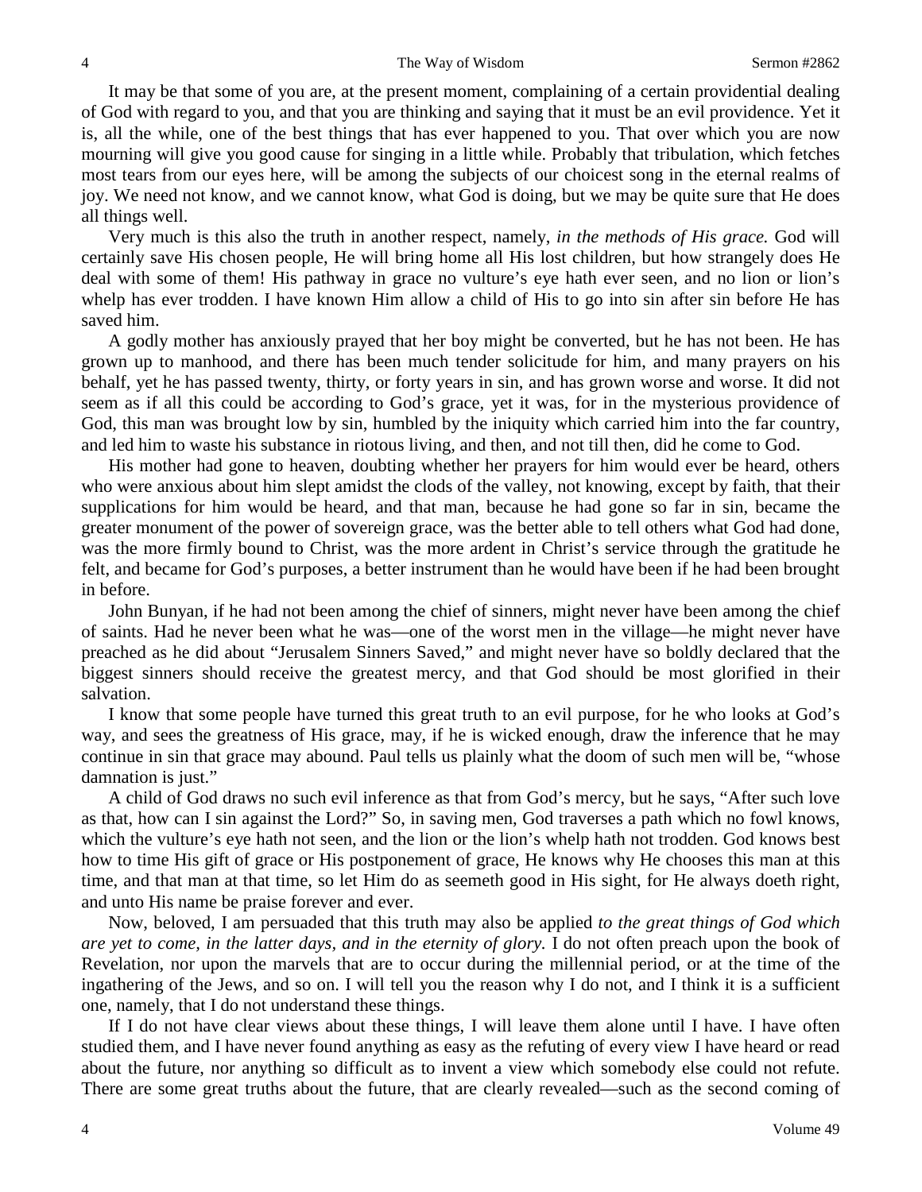It may be that some of you are, at the present moment, complaining of a certain providential dealing of God with regard to you, and that you are thinking and saying that it must be an evil providence. Yet it is, all the while, one of the best things that has ever happened to you. That over which you are now mourning will give you good cause for singing in a little while. Probably that tribulation, which fetches most tears from our eyes here, will be among the subjects of our choicest song in the eternal realms of joy. We need not know, and we cannot know, what God is doing, but we may be quite sure that He does all things well.

Very much is this also the truth in another respect, namely, *in the methods of His grace.* God will certainly save His chosen people, He will bring home all His lost children, but how strangely does He deal with some of them! His pathway in grace no vulture's eye hath ever seen, and no lion or lion's whelp has ever trodden. I have known Him allow a child of His to go into sin after sin before He has saved him.

A godly mother has anxiously prayed that her boy might be converted, but he has not been. He has grown up to manhood, and there has been much tender solicitude for him, and many prayers on his behalf, yet he has passed twenty, thirty, or forty years in sin, and has grown worse and worse. It did not seem as if all this could be according to God's grace, yet it was, for in the mysterious providence of God, this man was brought low by sin, humbled by the iniquity which carried him into the far country, and led him to waste his substance in riotous living, and then, and not till then, did he come to God.

His mother had gone to heaven, doubting whether her prayers for him would ever be heard, others who were anxious about him slept amidst the clods of the valley, not knowing, except by faith, that their supplications for him would be heard, and that man, because he had gone so far in sin, became the greater monument of the power of sovereign grace, was the better able to tell others what God had done, was the more firmly bound to Christ, was the more ardent in Christ's service through the gratitude he felt, and became for God's purposes, a better instrument than he would have been if he had been brought in before.

John Bunyan, if he had not been among the chief of sinners, might never have been among the chief of saints. Had he never been what he was—one of the worst men in the village—he might never have preached as he did about "Jerusalem Sinners Saved," and might never have so boldly declared that the biggest sinners should receive the greatest mercy, and that God should be most glorified in their salvation.

I know that some people have turned this great truth to an evil purpose, for he who looks at God's way, and sees the greatness of His grace, may, if he is wicked enough, draw the inference that he may continue in sin that grace may abound. Paul tells us plainly what the doom of such men will be, "whose damnation is just."

A child of God draws no such evil inference as that from God's mercy, but he says, "After such love as that, how can I sin against the Lord?" So, in saving men, God traverses a path which no fowl knows, which the vulture's eye hath not seen, and the lion or the lion's whelp hath not trodden. God knows best how to time His gift of grace or His postponement of grace, He knows why He chooses this man at this time, and that man at that time, so let Him do as seemeth good in His sight, for He always doeth right, and unto His name be praise forever and ever.

Now, beloved, I am persuaded that this truth may also be applied *to the great things of God which are yet to come, in the latter days, and in the eternity of glory.* I do not often preach upon the book of Revelation, nor upon the marvels that are to occur during the millennial period, or at the time of the ingathering of the Jews, and so on. I will tell you the reason why I do not, and I think it is a sufficient one, namely, that I do not understand these things.

If I do not have clear views about these things, I will leave them alone until I have. I have often studied them, and I have never found anything as easy as the refuting of every view I have heard or read about the future, nor anything so difficult as to invent a view which somebody else could not refute. There are some great truths about the future, that are clearly revealed—such as the second coming of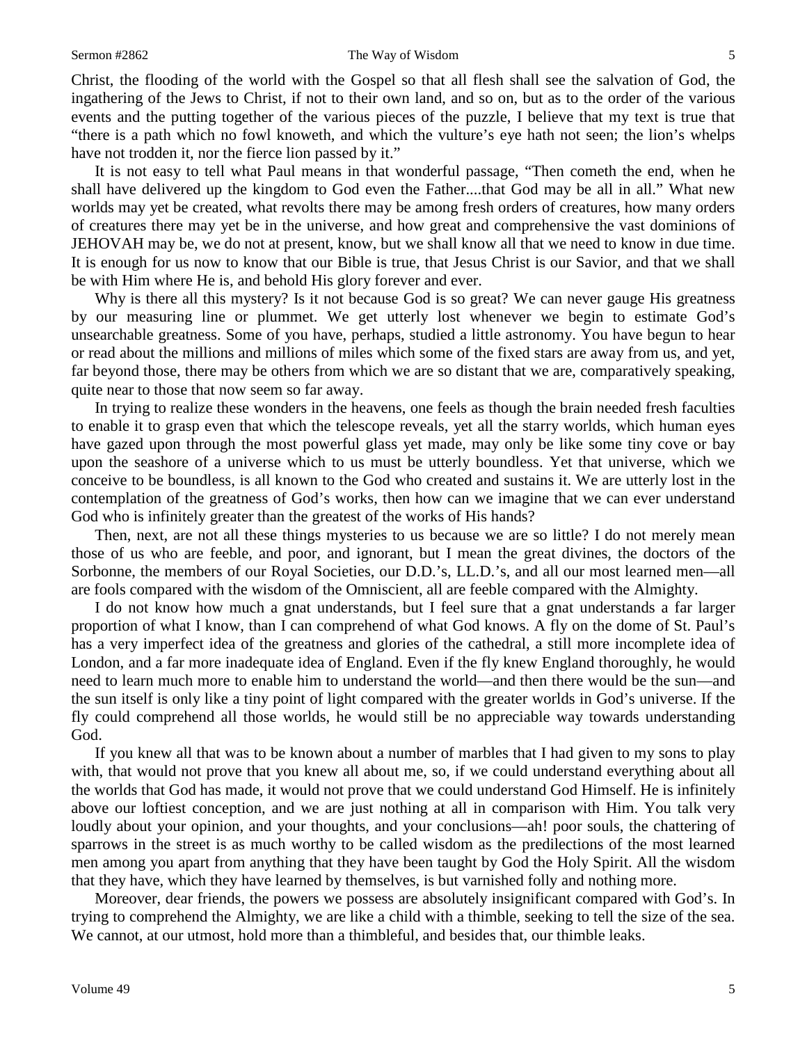Christ, the flooding of the world with the Gospel so that all flesh shall see the salvation of God, the ingathering of the Jews to Christ, if not to their own land, and so on, but as to the order of the various events and the putting together of the various pieces of the puzzle, I believe that my text is true that "there is a path which no fowl knoweth, and which the vulture's eye hath not seen; the lion's whelps have not trodden it, nor the fierce lion passed by it."

It is not easy to tell what Paul means in that wonderful passage, "Then cometh the end, when he shall have delivered up the kingdom to God even the Father....that God may be all in all." What new worlds may yet be created, what revolts there may be among fresh orders of creatures, how many orders of creatures there may yet be in the universe, and how great and comprehensive the vast dominions of JEHOVAH may be, we do not at present, know, but we shall know all that we need to know in due time. It is enough for us now to know that our Bible is true, that Jesus Christ is our Savior, and that we shall be with Him where He is, and behold His glory forever and ever.

Why is there all this mystery? Is it not because God is so great? We can never gauge His greatness by our measuring line or plummet. We get utterly lost whenever we begin to estimate God's unsearchable greatness. Some of you have, perhaps, studied a little astronomy. You have begun to hear or read about the millions and millions of miles which some of the fixed stars are away from us, and yet, far beyond those, there may be others from which we are so distant that we are, comparatively speaking, quite near to those that now seem so far away.

In trying to realize these wonders in the heavens, one feels as though the brain needed fresh faculties to enable it to grasp even that which the telescope reveals, yet all the starry worlds, which human eyes have gazed upon through the most powerful glass yet made, may only be like some tiny cove or bay upon the seashore of a universe which to us must be utterly boundless. Yet that universe, which we conceive to be boundless, is all known to the God who created and sustains it. We are utterly lost in the contemplation of the greatness of God's works, then how can we imagine that we can ever understand God who is infinitely greater than the greatest of the works of His hands?

Then, next, are not all these things mysteries to us because we are so little? I do not merely mean those of us who are feeble, and poor, and ignorant, but I mean the great divines, the doctors of the Sorbonne, the members of our Royal Societies, our D.D.'s, LL.D.'s, and all our most learned men—all are fools compared with the wisdom of the Omniscient, all are feeble compared with the Almighty.

I do not know how much a gnat understands, but I feel sure that a gnat understands a far larger proportion of what I know, than I can comprehend of what God knows. A fly on the dome of St. Paul's has a very imperfect idea of the greatness and glories of the cathedral, a still more incomplete idea of London, and a far more inadequate idea of England. Even if the fly knew England thoroughly, he would need to learn much more to enable him to understand the world—and then there would be the sun—and the sun itself is only like a tiny point of light compared with the greater worlds in God's universe. If the fly could comprehend all those worlds, he would still be no appreciable way towards understanding God.

If you knew all that was to be known about a number of marbles that I had given to my sons to play with, that would not prove that you knew all about me, so, if we could understand everything about all the worlds that God has made, it would not prove that we could understand God Himself. He is infinitely above our loftiest conception, and we are just nothing at all in comparison with Him. You talk very loudly about your opinion, and your thoughts, and your conclusions—ah! poor souls, the chattering of sparrows in the street is as much worthy to be called wisdom as the predilections of the most learned men among you apart from anything that they have been taught by God the Holy Spirit. All the wisdom that they have, which they have learned by themselves, is but varnished folly and nothing more.

Moreover, dear friends, the powers we possess are absolutely insignificant compared with God's. In trying to comprehend the Almighty, we are like a child with a thimble, seeking to tell the size of the sea. We cannot, at our utmost, hold more than a thimbleful, and besides that, our thimble leaks.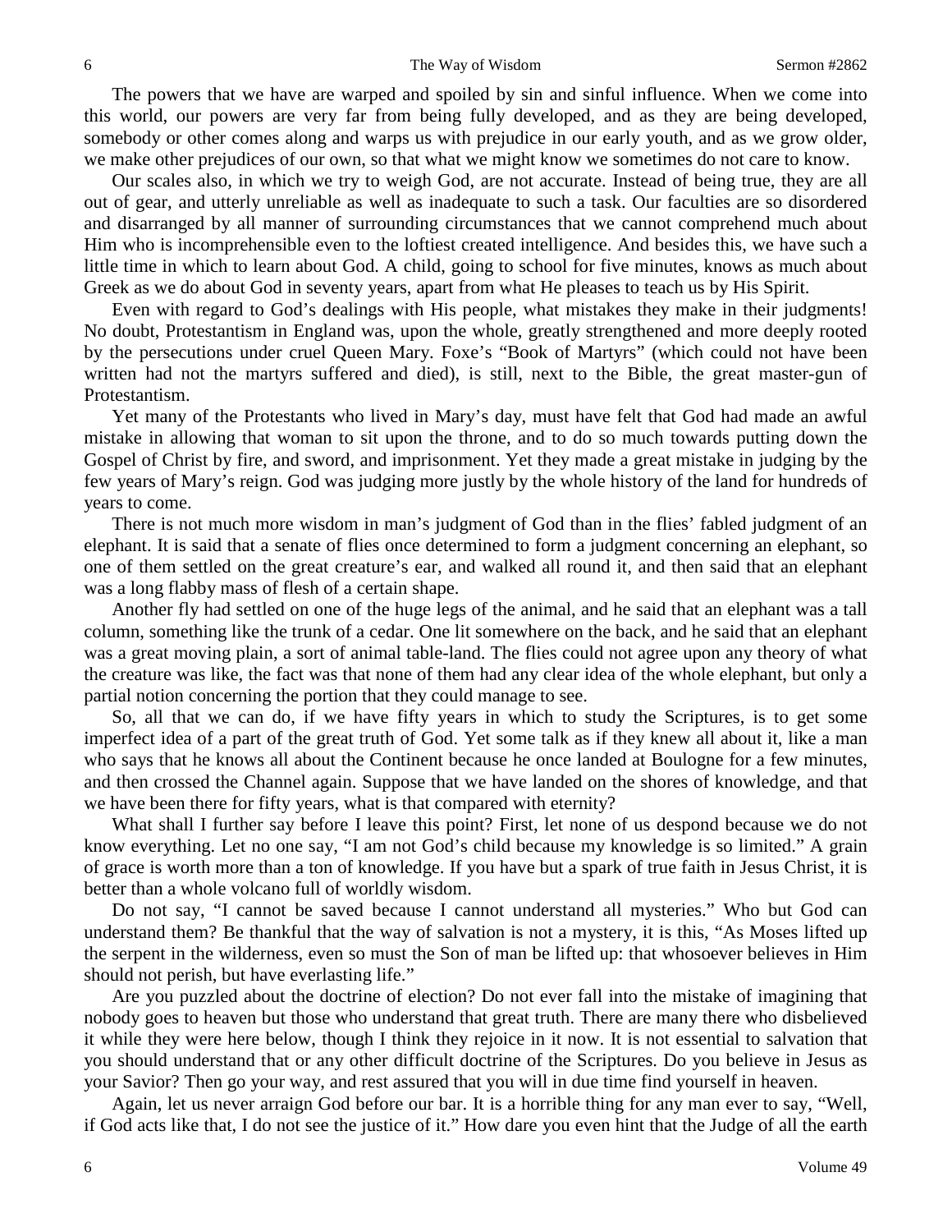The powers that we have are warped and spoiled by sin and sinful influence. When we come into this world, our powers are very far from being fully developed, and as they are being developed, somebody or other comes along and warps us with prejudice in our early youth, and as we grow older, we make other prejudices of our own, so that what we might know we sometimes do not care to know.

Our scales also, in which we try to weigh God, are not accurate. Instead of being true, they are all out of gear, and utterly unreliable as well as inadequate to such a task. Our faculties are so disordered and disarranged by all manner of surrounding circumstances that we cannot comprehend much about Him who is incomprehensible even to the loftiest created intelligence. And besides this, we have such a little time in which to learn about God. A child, going to school for five minutes, knows as much about Greek as we do about God in seventy years, apart from what He pleases to teach us by His Spirit.

Even with regard to God's dealings with His people, what mistakes they make in their judgments! No doubt, Protestantism in England was, upon the whole, greatly strengthened and more deeply rooted by the persecutions under cruel Queen Mary. Foxe's "Book of Martyrs" (which could not have been written had not the martyrs suffered and died), is still, next to the Bible, the great master-gun of Protestantism.

Yet many of the Protestants who lived in Mary's day, must have felt that God had made an awful mistake in allowing that woman to sit upon the throne, and to do so much towards putting down the Gospel of Christ by fire, and sword, and imprisonment. Yet they made a great mistake in judging by the few years of Mary's reign. God was judging more justly by the whole history of the land for hundreds of years to come.

There is not much more wisdom in man's judgment of God than in the flies' fabled judgment of an elephant. It is said that a senate of flies once determined to form a judgment concerning an elephant, so one of them settled on the great creature's ear, and walked all round it, and then said that an elephant was a long flabby mass of flesh of a certain shape.

Another fly had settled on one of the huge legs of the animal, and he said that an elephant was a tall column, something like the trunk of a cedar. One lit somewhere on the back, and he said that an elephant was a great moving plain, a sort of animal table-land. The flies could not agree upon any theory of what the creature was like, the fact was that none of them had any clear idea of the whole elephant, but only a partial notion concerning the portion that they could manage to see.

So, all that we can do, if we have fifty years in which to study the Scriptures, is to get some imperfect idea of a part of the great truth of God. Yet some talk as if they knew all about it, like a man who says that he knows all about the Continent because he once landed at Boulogne for a few minutes, and then crossed the Channel again. Suppose that we have landed on the shores of knowledge, and that we have been there for fifty years, what is that compared with eternity?

What shall I further say before I leave this point? First, let none of us despond because we do not know everything. Let no one say, "I am not God's child because my knowledge is so limited." A grain of grace is worth more than a ton of knowledge. If you have but a spark of true faith in Jesus Christ, it is better than a whole volcano full of worldly wisdom.

Do not say, "I cannot be saved because I cannot understand all mysteries." Who but God can understand them? Be thankful that the way of salvation is not a mystery, it is this, "As Moses lifted up the serpent in the wilderness, even so must the Son of man be lifted up: that whosoever believes in Him should not perish, but have everlasting life."

Are you puzzled about the doctrine of election? Do not ever fall into the mistake of imagining that nobody goes to heaven but those who understand that great truth. There are many there who disbelieved it while they were here below, though I think they rejoice in it now. It is not essential to salvation that you should understand that or any other difficult doctrine of the Scriptures. Do you believe in Jesus as your Savior? Then go your way, and rest assured that you will in due time find yourself in heaven.

Again, let us never arraign God before our bar. It is a horrible thing for any man ever to say, "Well, if God acts like that, I do not see the justice of it." How dare you even hint that the Judge of all the earth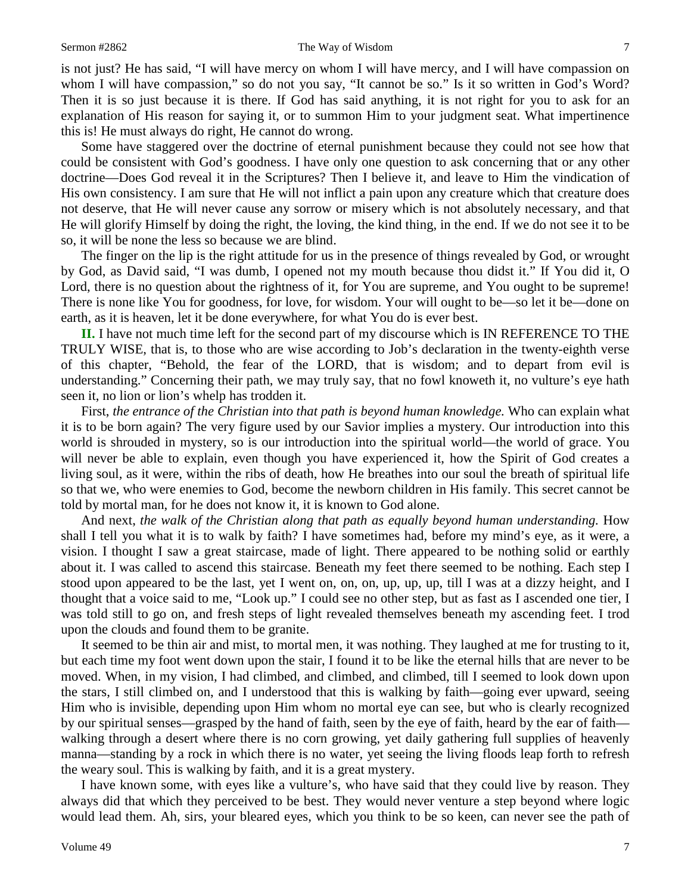is not just? He has said, "I will have mercy on whom I will have mercy, and I will have compassion on whom I will have compassion," so do not you say, "It cannot be so." Is it so written in God's Word? Then it is so just because it is there. If God has said anything, it is not right for you to ask for an explanation of His reason for saying it, or to summon Him to your judgment seat. What impertinence this is! He must always do right, He cannot do wrong.

Some have staggered over the doctrine of eternal punishment because they could not see how that could be consistent with God's goodness. I have only one question to ask concerning that or any other doctrine—Does God reveal it in the Scriptures? Then I believe it, and leave to Him the vindication of His own consistency. I am sure that He will not inflict a pain upon any creature which that creature does not deserve, that He will never cause any sorrow or misery which is not absolutely necessary, and that He will glorify Himself by doing the right, the loving, the kind thing, in the end. If we do not see it to be so, it will be none the less so because we are blind.

The finger on the lip is the right attitude for us in the presence of things revealed by God, or wrought by God, as David said, "I was dumb, I opened not my mouth because thou didst it." If You did it, O Lord, there is no question about the rightness of it, for You are supreme, and You ought to be supreme! There is none like You for goodness, for love, for wisdom. Your will ought to be—so let it be—done on earth, as it is heaven, let it be done everywhere, for what You do is ever best.

**II.** I have not much time left for the second part of my discourse which is IN REFERENCE TO THE TRULY WISE, that is, to those who are wise according to Job's declaration in the twenty-eighth verse of this chapter, "Behold, the fear of the LORD, that is wisdom; and to depart from evil is understanding." Concerning their path, we may truly say, that no fowl knoweth it, no vulture's eye hath seen it, no lion or lion's whelp has trodden it.

First, *the entrance of the Christian into that path is beyond human knowledge.* Who can explain what it is to be born again? The very figure used by our Savior implies a mystery. Our introduction into this world is shrouded in mystery, so is our introduction into the spiritual world—the world of grace. You will never be able to explain, even though you have experienced it, how the Spirit of God creates a living soul, as it were, within the ribs of death, how He breathes into our soul the breath of spiritual life so that we, who were enemies to God, become the newborn children in His family. This secret cannot be told by mortal man, for he does not know it, it is known to God alone.

And next, *the walk of the Christian along that path as equally beyond human understanding.* How shall I tell you what it is to walk by faith? I have sometimes had, before my mind's eye, as it were, a vision. I thought I saw a great staircase, made of light. There appeared to be nothing solid or earthly about it. I was called to ascend this staircase. Beneath my feet there seemed to be nothing. Each step I stood upon appeared to be the last, yet I went on, on, on, up, up, up, till I was at a dizzy height, and I thought that a voice said to me, "Look up." I could see no other step, but as fast as I ascended one tier, I was told still to go on, and fresh steps of light revealed themselves beneath my ascending feet. I trod upon the clouds and found them to be granite.

It seemed to be thin air and mist, to mortal men, it was nothing. They laughed at me for trusting to it, but each time my foot went down upon the stair, I found it to be like the eternal hills that are never to be moved. When, in my vision, I had climbed, and climbed, and climbed, till I seemed to look down upon the stars, I still climbed on, and I understood that this is walking by faith—going ever upward, seeing Him who is invisible, depending upon Him whom no mortal eye can see, but who is clearly recognized by our spiritual senses—grasped by the hand of faith, seen by the eye of faith, heard by the ear of faith—walking through a desert where there is no corn growing, yet daily gathering full supplies of heavenly manna—standing by a rock in which there is no water, yet seeing the living floods leap forth to refresh the weary soul. This is walking by faith, and it is a great mystery.

I have known some, with eyes like a vulture's, who have said that they could live by reason. They always did that which they perceived to be best. They would never venture a step beyond where logic would lead them. Ah, sirs, your bleared eyes, which you think to be so keen, can never see the path of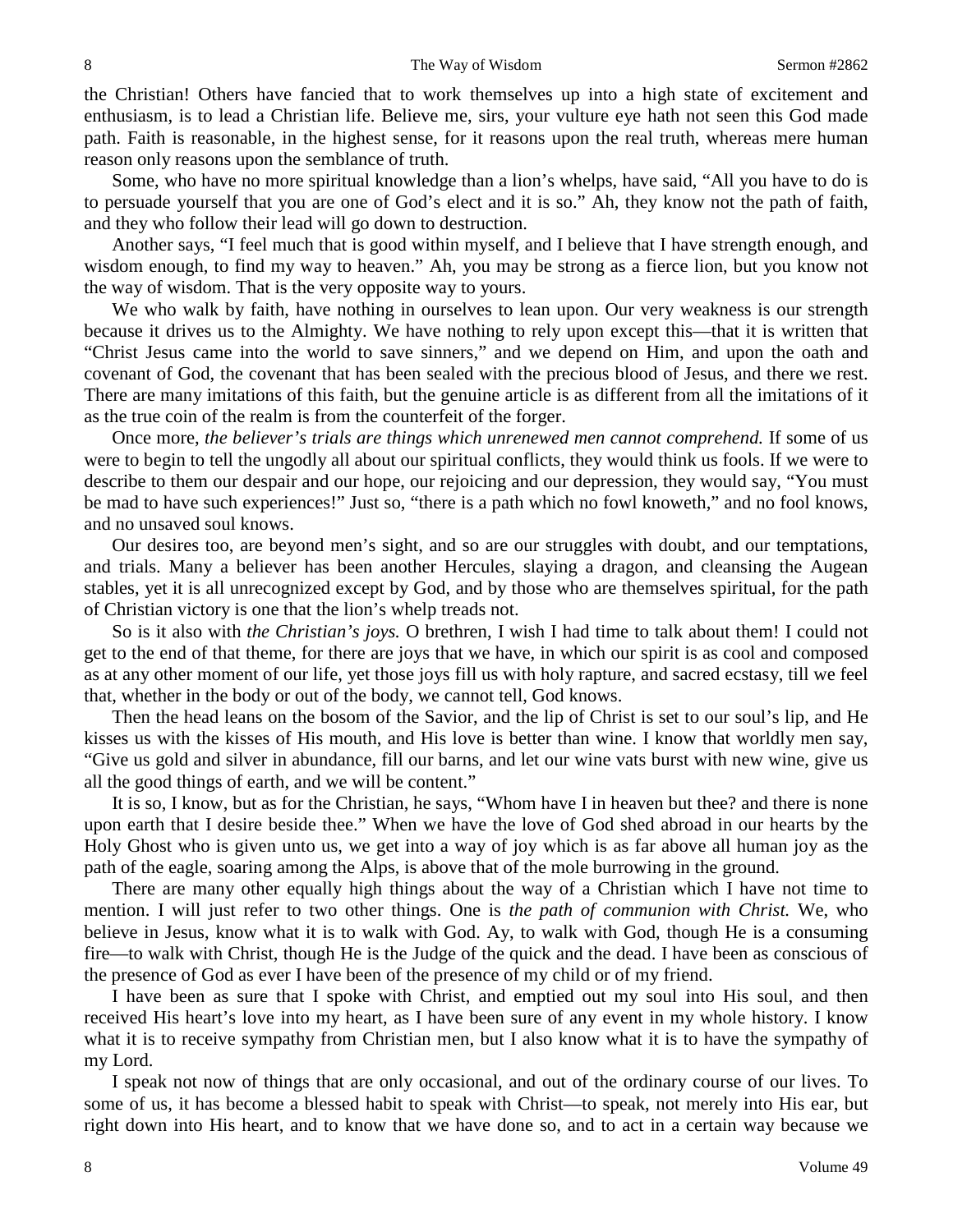the Christian! Others have fancied that to work themselves up into a high state of excitement and enthusiasm, is to lead a Christian life. Believe me, sirs, your vulture eye hath not seen this God made path. Faith is reasonable, in the highest sense, for it reasons upon the real truth, whereas mere human reason only reasons upon the semblance of truth.

Some, who have no more spiritual knowledge than a lion's whelps, have said, "All you have to do is to persuade yourself that you are one of God's elect and it is so." Ah, they know not the path of faith, and they who follow their lead will go down to destruction.

Another says, "I feel much that is good within myself, and I believe that I have strength enough, and wisdom enough, to find my way to heaven." Ah, you may be strong as a fierce lion, but you know not the way of wisdom. That is the very opposite way to yours.

We who walk by faith, have nothing in ourselves to lean upon. Our very weakness is our strength because it drives us to the Almighty. We have nothing to rely upon except this—that it is written that "Christ Jesus came into the world to save sinners," and we depend on Him, and upon the oath and covenant of God, the covenant that has been sealed with the precious blood of Jesus, and there we rest. There are many imitations of this faith, but the genuine article is as different from all the imitations of it as the true coin of the realm is from the counterfeit of the forger.

Once more, *the believer's trials are things which unrenewed men cannot comprehend.* If some of us were to begin to tell the ungodly all about our spiritual conflicts, they would think us fools. If we were to describe to them our despair and our hope, our rejoicing and our depression, they would say, "You must be mad to have such experiences!" Just so, "there is a path which no fowl knoweth," and no fool knows, and no unsaved soul knows.

Our desires too, are beyond men's sight, and so are our struggles with doubt, and our temptations, and trials. Many a believer has been another Hercules, slaying a dragon, and cleansing the Augean stables, yet it is all unrecognized except by God, and by those who are themselves spiritual, for the path of Christian victory is one that the lion's whelp treads not.

So is it also with *the Christian's joys.* O brethren, I wish I had time to talk about them! I could not get to the end of that theme, for there are joys that we have, in which our spirit is as cool and composed as at any other moment of our life, yet those joys fill us with holy rapture, and sacred ecstasy, till we feel that, whether in the body or out of the body, we cannot tell, God knows.

Then the head leans on the bosom of the Savior, and the lip of Christ is set to our soul's lip, and He kisses us with the kisses of His mouth, and His love is better than wine. I know that worldly men say, "Give us gold and silver in abundance, fill our barns, and let our wine vats burst with new wine, give us all the good things of earth, and we will be content."

It is so, I know, but as for the Christian, he says, "Whom have I in heaven but thee? and there is none upon earth that I desire beside thee." When we have the love of God shed abroad in our hearts by the Holy Ghost who is given unto us, we get into a way of joy which is as far above all human joy as the path of the eagle, soaring among the Alps, is above that of the mole burrowing in the ground.

There are many other equally high things about the way of a Christian which I have not time to mention. I will just refer to two other things. One is *the path of communion with Christ.* We, who believe in Jesus, know what it is to walk with God. Ay, to walk with God, though He is a consuming fire—to walk with Christ, though He is the Judge of the quick and the dead. I have been as conscious of the presence of God as ever I have been of the presence of my child or of my friend.

I have been as sure that I spoke with Christ, and emptied out my soul into His soul, and then received His heart's love into my heart, as I have been sure of any event in my whole history. I know what it is to receive sympathy from Christian men, but I also know what it is to have the sympathy of my Lord.

I speak not now of things that are only occasional, and out of the ordinary course of our lives. To some of us, it has become a blessed habit to speak with Christ—to speak, not merely into His ear, but right down into His heart, and to know that we have done so, and to act in a certain way because we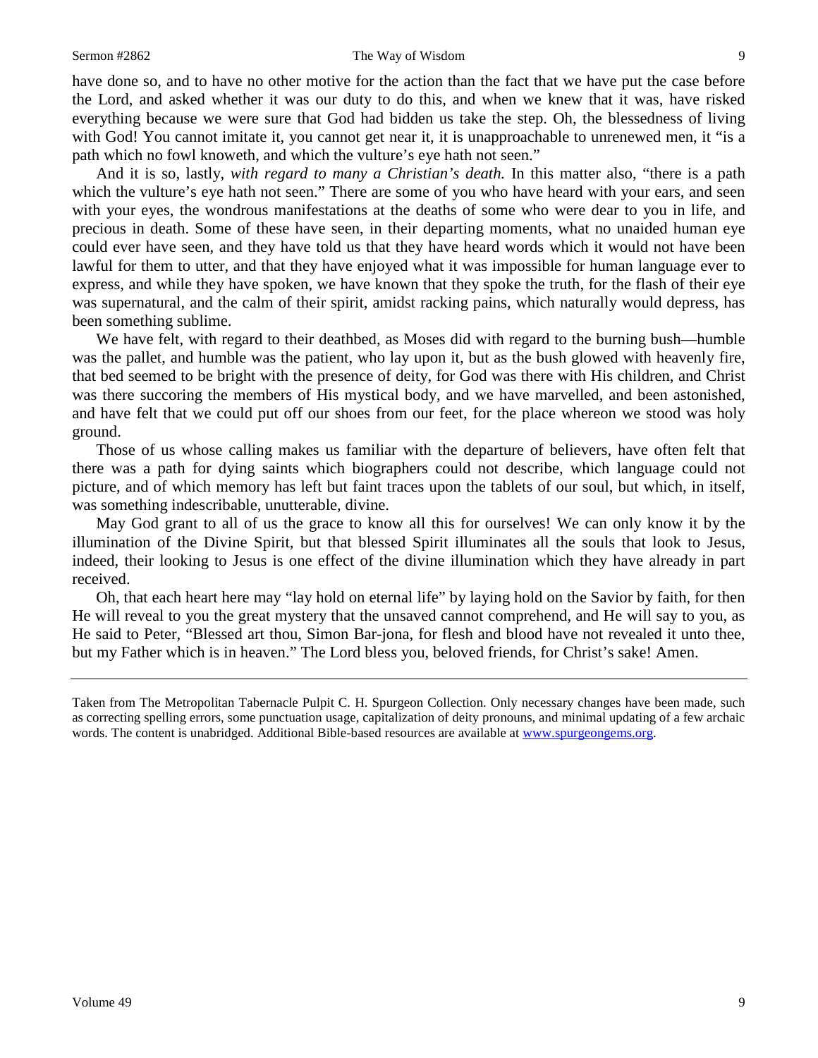have done so, and to have no other motive for the action than the fact that we have put the case before the Lord, and asked whether it was our duty to do this, and when we knew that it was, have risked everything because we were sure that God had bidden us take the step. Oh, the blessedness of living with God! You cannot imitate it, you cannot get near it, it is unapproachable to unrenewed men, it "is a path which no fowl knoweth, and which the vulture's eye hath not seen."

And it is so, lastly, *with regard to many a Christian's death.* In this matter also, "there is a path which the vulture's eye hath not seen." There are some of you who have heard with your ears, and seen with your eyes, the wondrous manifestations at the deaths of some who were dear to you in life, and precious in death. Some of these have seen, in their departing moments, what no unaided human eye could ever have seen, and they have told us that they have heard words which it would not have been lawful for them to utter, and that they have enjoyed what it was impossible for human language ever to express, and while they have spoken, we have known that they spoke the truth, for the flash of their eye was supernatural, and the calm of their spirit, amidst racking pains, which naturally would depress, has been something sublime.

We have felt, with regard to their deathbed, as Moses did with regard to the burning bush—humble was the pallet, and humble was the patient, who lay upon it, but as the bush glowed with heavenly fire, that bed seemed to be bright with the presence of deity, for God was there with His children, and Christ was there succoring the members of His mystical body, and we have marvelled, and been astonished, and have felt that we could put off our shoes from our feet, for the place whereon we stood was holy ground.

Those of us whose calling makes us familiar with the departure of believers, have often felt that there was a path for dying saints which biographers could not describe, which language could not picture, and of which memory has left but faint traces upon the tablets of our soul, but which, in itself, was something indescribable, unutterable, divine.

May God grant to all of us the grace to know all this for ourselves! We can only know it by the illumination of the Divine Spirit, but that blessed Spirit illuminates all the souls that look to Jesus, indeed, their looking to Jesus is one effect of the divine illumination which they have already in part received.

Oh, that each heart here may "lay hold on eternal life" by laying hold on the Savior by faith, for then He will reveal to you the great mystery that the unsaved cannot comprehend, and He will say to you, as He said to Peter, "Blessed art thou, Simon Bar-jona, for flesh and blood have not revealed it unto thee, but my Father which is in heaven." The Lord bless you, beloved friends, for Christ's sake! Amen.

---

Taken from The Metropolitan Tabernacle Pulpit C. H. Spurgeon Collection. Only necessary changes have been made, such as correcting spelling errors, some punctuation usage, capitalization of deity pronouns, and minimal updating of a few archaic words. The content is unabridged. Additional Bible-based resources are available at www.spurgeongems.org.